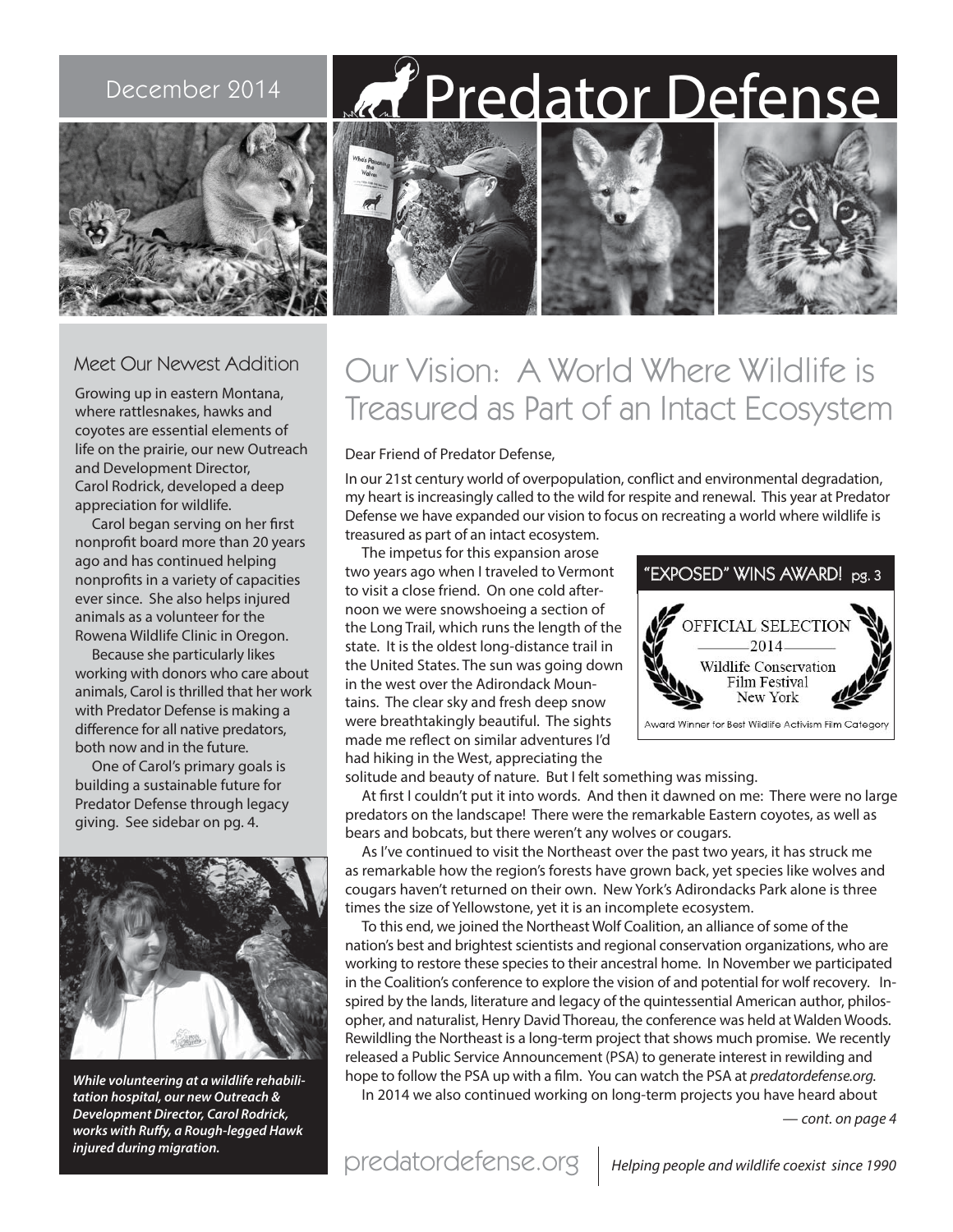December 2014

# Predator Defense

## Meet Our Newest Addition

Growing up in eastern Montana, where rattlesnakes, hawks and coyotes are essential elements of life on the prairie, our new Outreach and Development Director, Carol Rodrick, developed a deep appreciation for wildlife.

Carol began serving on her first nonprofit board more than 20 years ago and has continued helping nonprofits in a variety of capacities ever since. She also helps injured animals as a volunteer for the Rowena Wildlife Clinic in Oregon.

Because she particularly likes working with donors who care about animals, Carol is thrilled that her work with Predator Defense is making a difference for all native predators, both now and in the future.

One of Carol's primary goals is building a sustainable future for Predator Defense through legacy giving. See sidebar on pg. 4.

***While volunteering at a wildlife rehabilitation hospital, our new Outreach & Development Director, Carol Rodrick, works with Ruffy, a Rough-legged Hawk injured during migration.***

## Our Vision: A World Where Wildlife is Treasured as Part of an Intact Ecosystem

Dear Friend of Predator Defense,

In our 21st century world of overpopulation, conflict and environmental degradation, my heart is increasingly called to the wild for respite and renewal. This year at Predator Defense we have expanded our vision to focus on recreating a world where wildlife is treasured as part of an intact ecosystem.

The impetus for this expansion arose two years ago when I traveled to Vermont to visit a close friend. On one cold afternoon we were snowshoeing a section of the Long Trail, which runs the length of the state. It is the oldest long-distance trail in the United States. The sun was going down in the west over the Adirondack Mountains. The clear sky and fresh deep snow were breathtakingly beautiful. The sights made me reflect on similar adventures I'd had hiking in the West, appreciating the solitude and beauty of nature. But I felt something was missing.

At first I couldn't put it into words. And then it dawned on me: There were no large predators on the landscape! There were the remarkable Eastern coyotes, as well as bears and bobcats, but there weren't any wolves or cougars.

As I've continued to visit the Northeast over the past two years, it has struck me as remarkable how the region's forests have grown back, yet species like wolves and cougars haven't returned on their own. New York's Adirondacks Park alone is three times the size of Yellowstone, yet it is an incomplete ecosystem.

To this end, we joined the Northeast Wolf Coalition, an alliance of some of the nation's best and brightest scientists and regional conservation organizations, who are working to restore these species to their ancestral home. In November we participated in the Coalition's conference to explore the vision of and potential for wolf recovery. Inspired by the lands, literature and legacy of the quintessential American author, philosopher, and naturalist, Henry David Thoreau, the conference was held at Walden Woods. Rewildling the Northeast is a long-term project that shows much promise. We recently released a Public Service Announcement (PSA) to generate interest in rewilding and hope to follow the PSA up with a film. You can watch the PSA at *predatordefense.org.*

In 2014 we also continued working on long-term projects you have heard about

*— cont. on page 4*

**"EXPOSED" WINS AWARD! pg. 3**

OFFICIAL SELECTION
2014
Wildlife Conservation Film Festival
New York

Award Winner for Best Wildlife Activism Film Category

predatordefense.org | *Helping people and wildlife coexist since 1990*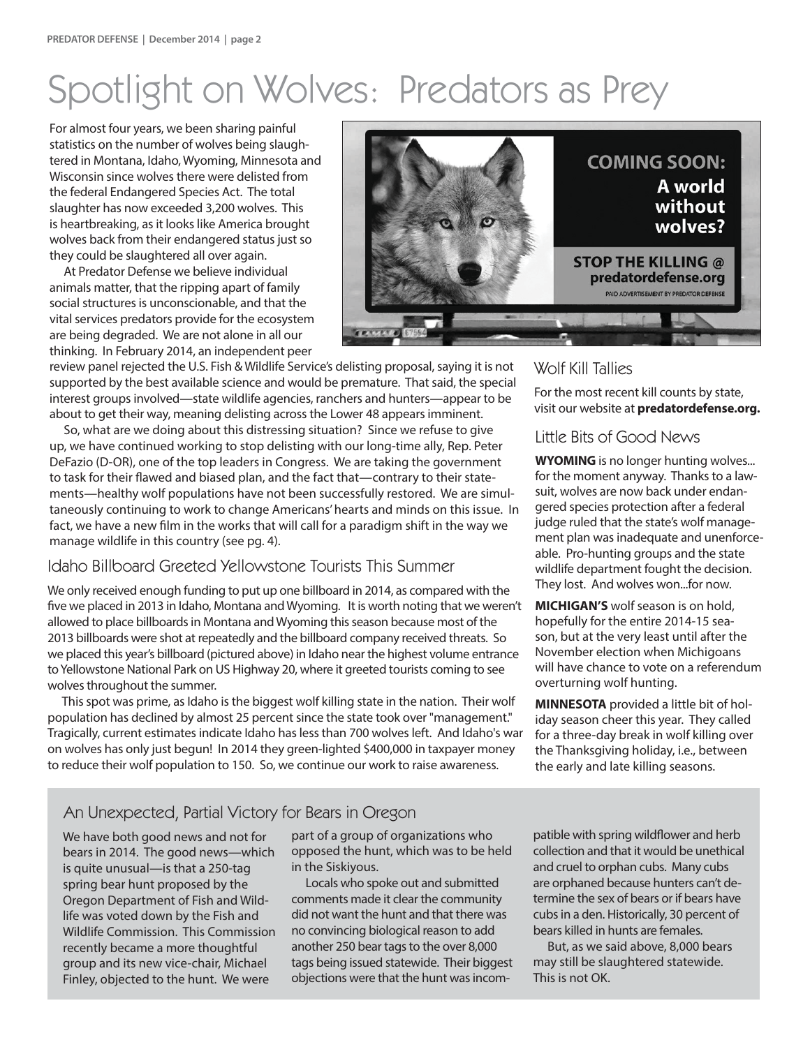# Spotlight on Wolves: Predators as Prey

For almost four years, we been sharing painful statistics on the number of wolves being slaughtered in Montana, Idaho, Wyoming, Minnesota and Wisconsin since wolves there were delisted from the federal Endangered Species Act. The total slaughter has now exceeded 3,200 wolves. This is heartbreaking, as it looks like America brought wolves back from their endangered status just so they could be slaughtered all over again.

At Predator Defense we believe individual animals matter, that the ripping apart of family social structures is unconscionable, and that the vital services predators provide for the ecosystem are being degraded. We are not alone in all our thinking. In February 2014, an independent peer review panel rejected the U.S. Fish & Wildlife Service's delisting proposal, saying it is not supported by the best available science and would be premature. That said, the special interest groups involved—state wildlife agencies, ranchers and hunters—appear to be about to get their way, meaning delisting across the Lower 48 appears imminent.

So, what are we doing about this distressing situation? Since we refuse to give up, we have continued working to stop delisting with our long-time ally, Rep. Peter DeFazio (D-OR), one of the top leaders in Congress. We are taking the government to task for their flawed and biased plan, and the fact that—contrary to their statements—healthy wolf populations have not been successfully restored. We are simultaneously continuing to work to change Americans' hearts and minds on this issue. In fact, we have a new film in the works that will call for a paradigm shift in the way we manage wildlife in this country (see pg. 4).

## Idaho Billboard Greeted Yellowstone Tourists This Summer

We only received enough funding to put up one billboard in 2014, as compared with the five we placed in 2013 in Idaho, Montana and Wyoming. It is worth noting that we weren't allowed to place billboards in Montana and Wyoming this season because most of the 2013 billboards were shot at repeatedly and the billboard company received threats. So we placed this year's billboard (pictured above) in Idaho near the highest volume entrance to Yellowstone National Park on US Highway 20, where it greeted tourists coming to see wolves throughout the summer.

This spot was prime, as Idaho is the biggest wolf killing state in the nation. Their wolf population has declined by almost 25 percent since the state took over "management." Tragically, current estimates indicate Idaho has less than 700 wolves left. And Idaho's war on wolves has only just begun! In 2014 they green-lighted $400,000 in taxpayer money to reduce their wolf population to 150. So, we continue our work to raise awareness.

## Wolf Kill Tallies

For the most recent kill counts by state, visit our website at **predatordefense.org.**

## Little Bits of Good News

**WYOMING** is no longer hunting wolves... for the moment anyway. Thanks to a lawsuit, wolves are now back under endangered species protection after a federal judge ruled that the state's wolf management plan was inadequate and unenforceable. Pro-hunting groups and the state wildlife department fought the decision. They lost. And wolves won...for now.

**MICHIGAN'S** wolf season is on hold, hopefully for the entire 2014-15 season, but at the very least until after the November election when Michigoans will have chance to vote on a referendum overturning wolf hunting.

**MINNESOTA** provided a little bit of holiday season cheer this year. They called for a three-day break in wolf killing over the Thanksgiving holiday, i.e., between the early and late killing seasons.

## An Unexpected, Partial Victory for Bears in Oregon

We have both good news and not for bears in 2014. The good news—which is quite unusual—is that a 250-tag spring bear hunt proposed by the Oregon Department of Fish and Wildlife was voted down by the Fish and Wildlife Commission. This Commission recently became a more thoughtful group and its new vice-chair, Michael Finley, objected to the hunt. We were part of a group of organizations who opposed the hunt, which was to be held in the Siskiyous.

Locals who spoke out and submitted comments made it clear the community did not want the hunt and that there was no convincing biological reason to add another 250 bear tags to the over 8,000 tags being issued statewide. Their biggest objections were that the hunt was incompatible with spring wildflower and herb collection and that it would be unethical and cruel to orphan cubs. Many cubs are orphaned because hunters can't determine the sex of bears or if bears have cubs in a den. Historically, 30 percent of bears killed in hunts are females.

But, as we said above, 8,000 bears may still be slaughtered statewide. This is not OK.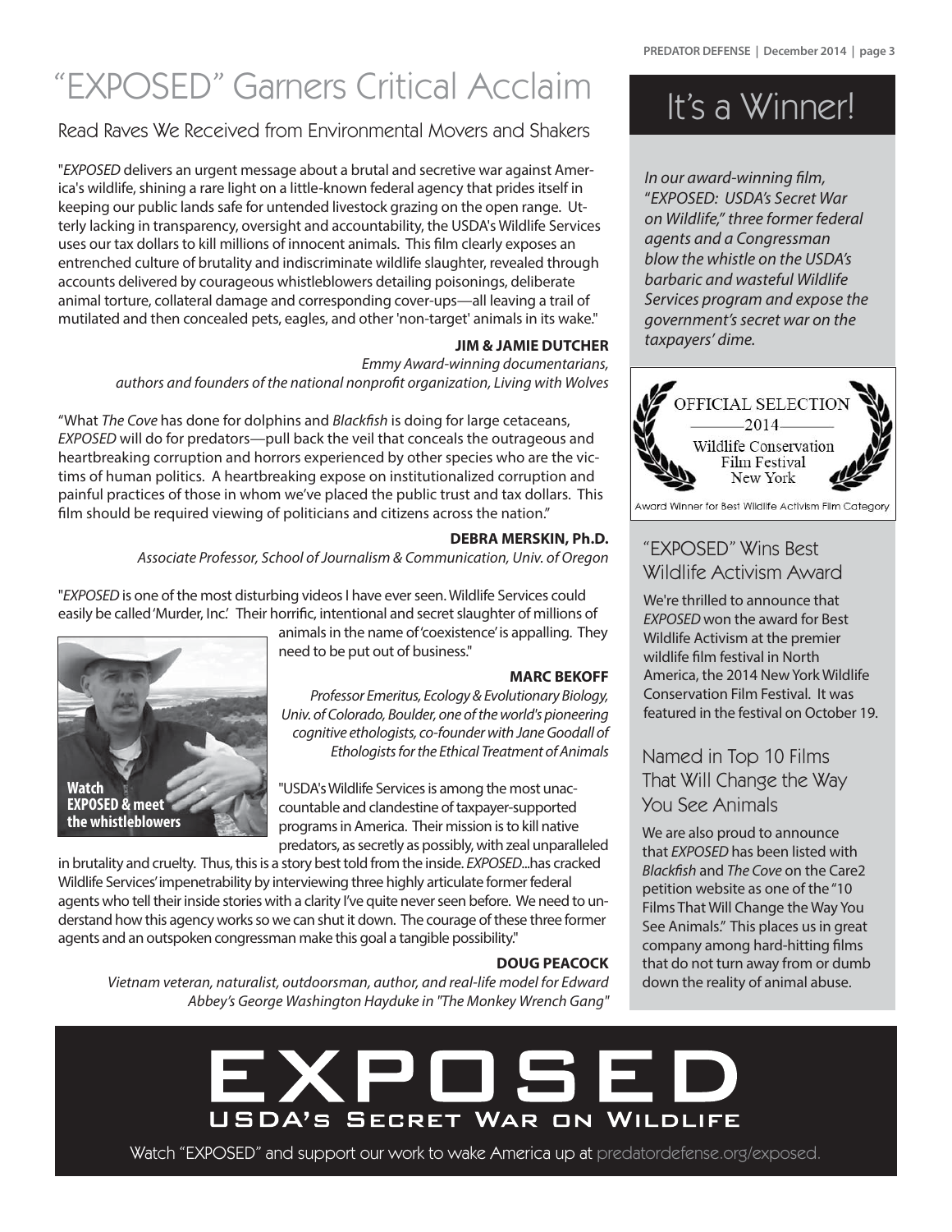# "EXPOSED" Garners Critical Acclaim

## Read Raves We Received from Environmental Movers and Shakers

"*EXPOSED* delivers an urgent message about a brutal and secretive war against America's wildlife, shining a rare light on a little-known federal agency that prides itself in keeping our public lands safe for untended livestock grazing on the open range. Utterly lacking in transparency, oversight and accountability, the USDA's Wildlife Services uses our tax dollars to kill millions of innocent animals. This film clearly exposes an entrenched culture of brutality and indiscriminate wildlife slaughter, revealed through accounts delivered by courageous whistleblowers detailing poisonings, deliberate animal torture, collateral damage and corresponding cover-ups—all leaving a trail of mutilated and then concealed pets, eagles, and other 'non-target' animals in its wake."

**JIM & JAMIE DUTCHER**
*Emmy Award-winning documentarians, authors and founders of the national nonprofit organization, Living with Wolves*

"What *The Cove* has done for dolphins and *Blackfish* is doing for large cetaceans, *EXPOSED* will do for predators—pull back the veil that conceals the outrageous and heartbreaking corruption and horrors experienced by other species who are the victims of human politics. A heartbreaking expose on institutionalized corruption and painful practices of those in whom we've placed the public trust and tax dollars. This film should be required viewing of politicians and citizens across the nation."

**DEBRA MERSKIN, Ph.D.**
*Associate Professor, School of Journalism & Communication, Univ. of Oregon*

"*EXPOSED* is one of the most disturbing videos I have ever seen. Wildlife Services could easily be called 'Murder, Inc.' Their horrific, intentional and secret slaughter of millions of animals in the name of 'coexistence' is appalling. They need to be put out of business."

**MARC BEKOFF**
*Professor Emeritus, Ecology & Evolutionary Biology, Univ. of Colorado, Boulder, one of the world's pioneering cognitive ethologists, co-founder with Jane Goodall of Ethologists for the Ethical Treatment of Animals*

**Watch EXPOSED & meet the whistleblowers**

"USDA's Wildlife Services is among the most unaccountable and clandestine of taxpayer-supported programs in America. Their mission is to kill native predators, as secretly as possibly, with zeal unparalleled in brutality and cruelty. Thus, this is a story best told from the inside. *EXPOSED*...has cracked Wildlife Services' impenetrability by interviewing three highly articulate former federal agents who tell their inside stories with a clarity I've quite never seen before. We need to understand how this agency works so we can shut it down. The courage of these three former agents and an outspoken congressman make this goal a tangible possibility."

**DOUG PEACOCK**
*Vietnam veteran, naturalist, outdoorsman, author, and real-life model for Edward Abbey's George Washington Hayduke in "The Monkey Wrench Gang"*

# It's a Winner!

*In our award-winning film, "EXPOSED: USDA's Secret War on Wildlife," three former federal agents and a Congressman blow the whistle on the USDA's barbaric and wasteful Wildlife Services program and expose the government's secret war on the taxpayers' dime.*

OFFICIAL SELECTION
2014
Wildlife Conservation Film Festival
New York

Award Winner for Best Wildlife Activism Film Category

## "EXPOSED" Wins Best Wildlife Activism Award

We're thrilled to announce that *EXPOSED* won the award for Best Wildlife Activism at the premier wildlife film festival in North America, the 2014 New York Wildlife Conservation Film Festival. It was featured in the festival on October 19.

## Named in Top 10 Films That Will Change the Way You See Animals

We are also proud to announce that *EXPOSED* has been listed with *Blackfish* and *The Cove* on the Care2 petition website as one of the "10 Films That Will Change the Way You See Animals." This places us in great company among hard-hitting films that do not turn away from or dumb down the reality of animal abuse.

# EXPOSED
## USDA's Secret War on Wildlife

Watch "EXPOSED" and support our work to wake America up at predatordefense.org/exposed.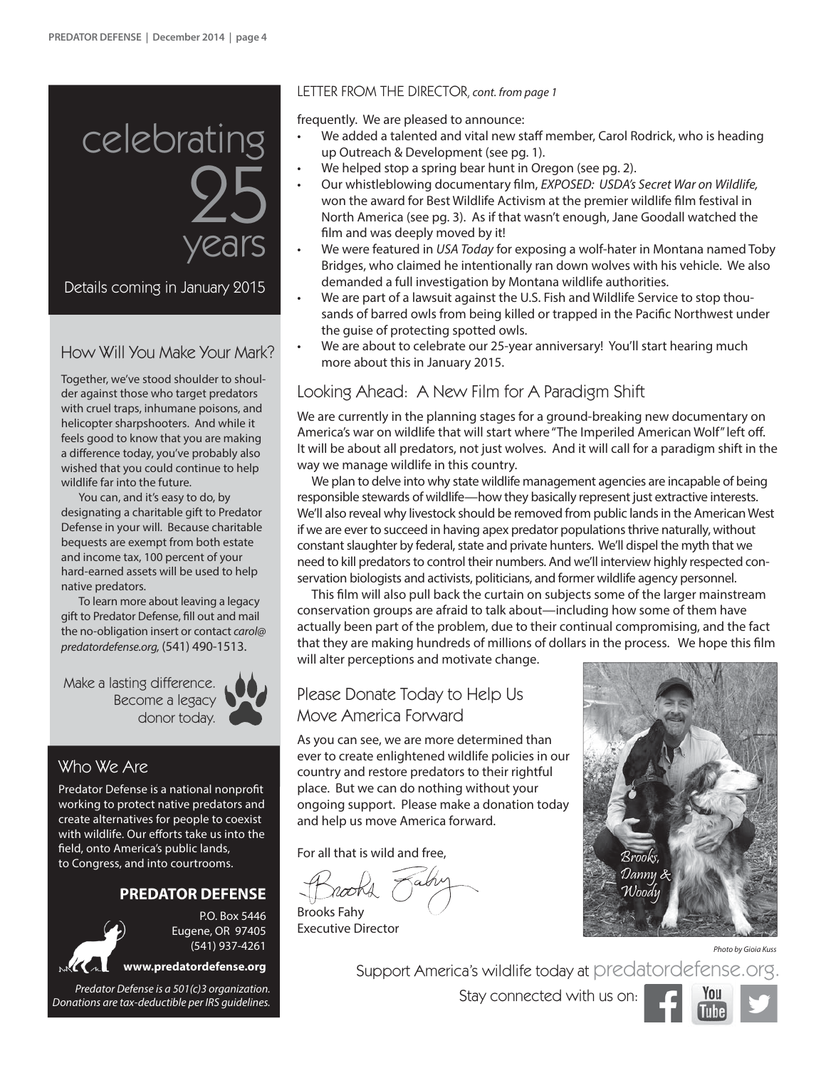# celebrating 25 years

Details coming in January 2015

## How Will You Make Your Mark?

Together, we've stood shoulder to shoulder against those who target predators with cruel traps, inhumane poisons, and helicopter sharpshooters. And while it feels good to know that you are making a difference today, you've probably also wished that you could continue to help wildlife far into the future.

You can, and it's easy to do, by designating a charitable gift to Predator Defense in your will. Because charitable bequests are exempt from both estate and income tax, 100 percent of your hard-earned assets will be used to help native predators.

To learn more about leaving a legacy gift to Predator Defense, fill out and mail the no-obligation insert or contact *carol@predatordefense.org,* (541) 490-1513.

Make a lasting difference. Become a legacy donor today.

## Who We Are

Predator Defense is a national nonprofit working to protect native predators and create alternatives for people to coexist with wildlife. Our efforts take us into the field, onto America's public lands, to Congress, and into courtrooms.

**PREDATOR DEFENSE**

P.O. Box 5446
Eugene, OR 97405
(541) 937-4261

**www.predatordefense.org**

*Predator Defense is a 501(c)3 organization. Donations are tax-deductible per IRS guidelines.*

LETTER FROM THE DIRECTOR, *cont. from page 1*

frequently. We are pleased to announce:

- We added a talented and vital new staff member, Carol Rodrick, who is heading up Outreach & Development (see pg. 1).
- We helped stop a spring bear hunt in Oregon (see pg. 2).
- Our whistleblowing documentary film, *EXPOSED: USDA's Secret War on Wildlife,* won the award for Best Wildlife Activism at the premier wildlife film festival in North America (see pg. 3). As if that wasn't enough, Jane Goodall watched the film and was deeply moved by it!
- We were featured in *USA Today* for exposing a wolf-hater in Montana named Toby Bridges, who claimed he intentionally ran down wolves with his vehicle. We also demanded a full investigation by Montana wildlife authorities.
- We are part of a lawsuit against the U.S. Fish and Wildlife Service to stop thousands of barred owls from being killed or trapped in the Pacific Northwest under the guise of protecting spotted owls.
- We are about to celebrate our 25-year anniversary! You'll start hearing much more about this in January 2015.

## Looking Ahead: A New Film for A Paradigm Shift

We are currently in the planning stages for a ground-breaking new documentary on America's war on wildlife that will start where "The Imperiled American Wolf" left off. It will be about all predators, not just wolves. And it will call for a paradigm shift in the way we manage wildlife in this country.

We plan to delve into why state wildlife management agencies are incapable of being responsible stewards of wildlife—how they basically represent just extractive interests. We'll also reveal why livestock should be removed from public lands in the American West if we are ever to succeed in having apex predator populations thrive naturally, without constant slaughter by federal, state and private hunters. We'll dispel the myth that we need to kill predators to control their numbers. And we'll interview highly respected conservation biologists and activists, politicians, and former wildlife agency personnel.

This film will also pull back the curtain on subjects some of the larger mainstream conservation groups are afraid to talk about—including how some of them have actually been part of the problem, due to their continual compromising, and the fact that they are making hundreds of millions of dollars in the process. We hope this film will alter perceptions and motivate change.

## Please Donate Today to Help Us Move America Forward

As you can see, we are more determined than ever to create enlightened wildlife policies in our country and restore predators to their rightful place. But we can do nothing without your ongoing support. Please make a donation today and help us move America forward.

For all that is wild and free,

Brooks Fahy
Executive Director

Brooks, Danny & Woody

*Photo by Gioia Kuss*

Support America's wildlife today at predatordefense.org.

Stay connected with us on: